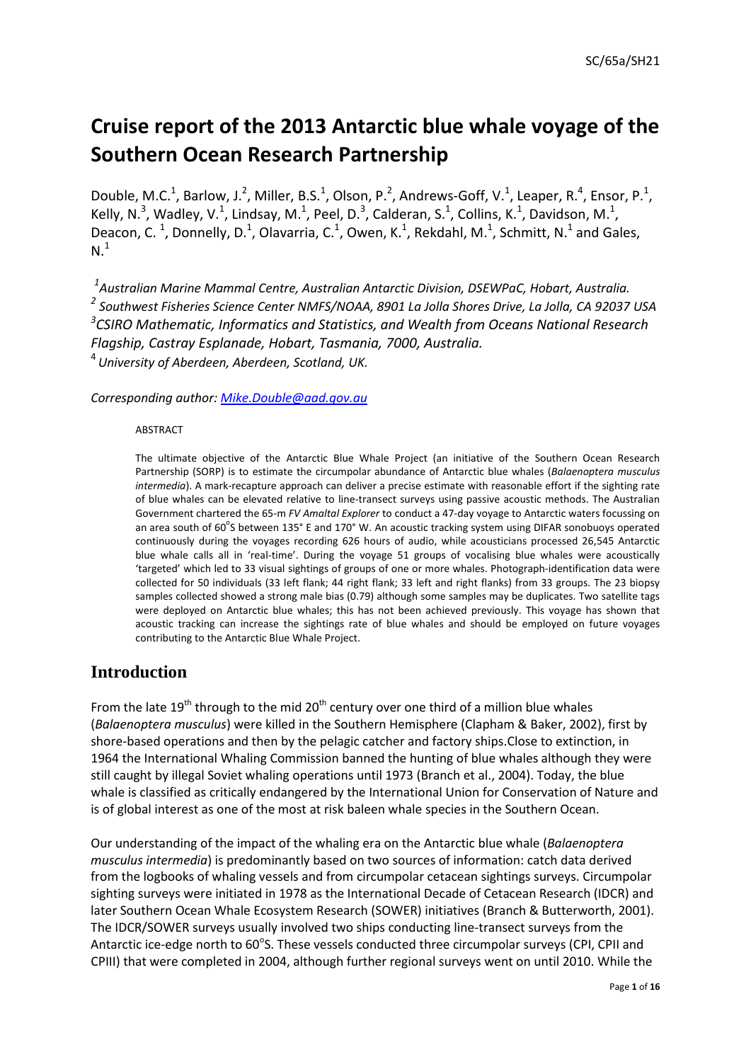# Cruise report of the 2013 Antarctic blue whale voyage of the Southern Ocean Research Partnership

Double, M.C.[1], Barlow, J.[2], Miller, B.S.[1], Olson, P.[2], Andrews-Goff, V.[1], Leaper, R.[4], Ensor, P.[1], Kelly, N.[3], Wadley, V.[1], Lindsay, M.[1], Peel, D.[3], Calderan, S.[1], Collins, K.[1], Davidson, M.[1], Deacon, C.[1], Donnelly, D.[1], Olavarria, C.[1], Owen, K.[1], Rekdahl, M.[1], Schmitt, N.[1] and Gales, N.[1]

[1]*Australian Marine Mammal Centre, Australian Antarctic Division, DSEWPaC, Hobart, Australia.*
[2] *Southwest Fisheries Science Center NMFS/NOAA, 8901 La Jolla Shores Drive, La Jolla, CA 92037 USA*
[3]*CSIRO Mathematic, Informatics and Statistics, and Wealth from Oceans National Research Flagship, Castray Esplanade, Hobart, Tasmania, 7000, Australia.*
[4] *University of Aberdeen, Aberdeen, Scotland, UK.*

*Corresponding author: Mike.Double@aad.gov.au*

ABSTRACT

The ultimate objective of the Antarctic Blue Whale Project (an initiative of the Southern Ocean Research Partnership (SORP) is to estimate the circumpolar abundance of Antarctic blue whales (*Balaenoptera musculus intermedia*). A mark-recapture approach can deliver a precise estimate with reasonable effort if the sighting rate of blue whales can be elevated relative to line-transect surveys using passive acoustic methods. The Australian Government chartered the 65-m *FV Amaltal Explorer* to conduct a 47-day voyage to Antarctic waters focussing on an area south of 60°S between 135° E and 170° W. An acoustic tracking system using DIFAR sonobuoys operated continuously during the voyages recording 626 hours of audio, while acousticians processed 26,545 Antarctic blue whale calls all in 'real-time'. During the voyage 51 groups of vocalising blue whales were acoustically 'targeted' which led to 33 visual sightings of groups of one or more whales. Photograph-identification data were collected for 50 individuals (33 left flank; 44 right flank; 33 left and right flanks) from 33 groups. The 23 biopsy samples collected showed a strong male bias (0.79) although some samples may be duplicates. Two satellite tags were deployed on Antarctic blue whales; this has not been achieved previously. This voyage has shown that acoustic tracking can increase the sightings rate of blue whales and should be employed on future voyages contributing to the Antarctic Blue Whale Project.

## Introduction

From the late 19th through to the mid 20th century over one third of a million blue whales (*Balaenoptera musculus*) were killed in the Southern Hemisphere (Clapham & Baker, 2002), first by shore-based operations and then by the pelagic catcher and factory ships.Close to extinction, in 1964 the International Whaling Commission banned the hunting of blue whales although they were still caught by illegal Soviet whaling operations until 1973 (Branch et al., 2004). Today, the blue whale is classified as critically endangered by the International Union for Conservation of Nature and is of global interest as one of the most at risk baleen whale species in the Southern Ocean.

Our understanding of the impact of the whaling era on the Antarctic blue whale (*Balaenoptera musculus intermedia*) is predominantly based on two sources of information: catch data derived from the logbooks of whaling vessels and from circumpolar cetacean sightings surveys. Circumpolar sighting surveys were initiated in 1978 as the International Decade of Cetacean Research (IDCR) and later Southern Ocean Whale Ecosystem Research (SOWER) initiatives (Branch & Butterworth, 2001). The IDCR/SOWER surveys usually involved two ships conducting line-transect surveys from the Antarctic ice-edge north to 60°S. These vessels conducted three circumpolar surveys (CPI, CPII and CPIII) that were completed in 2004, although further regional surveys went on until 2010. While the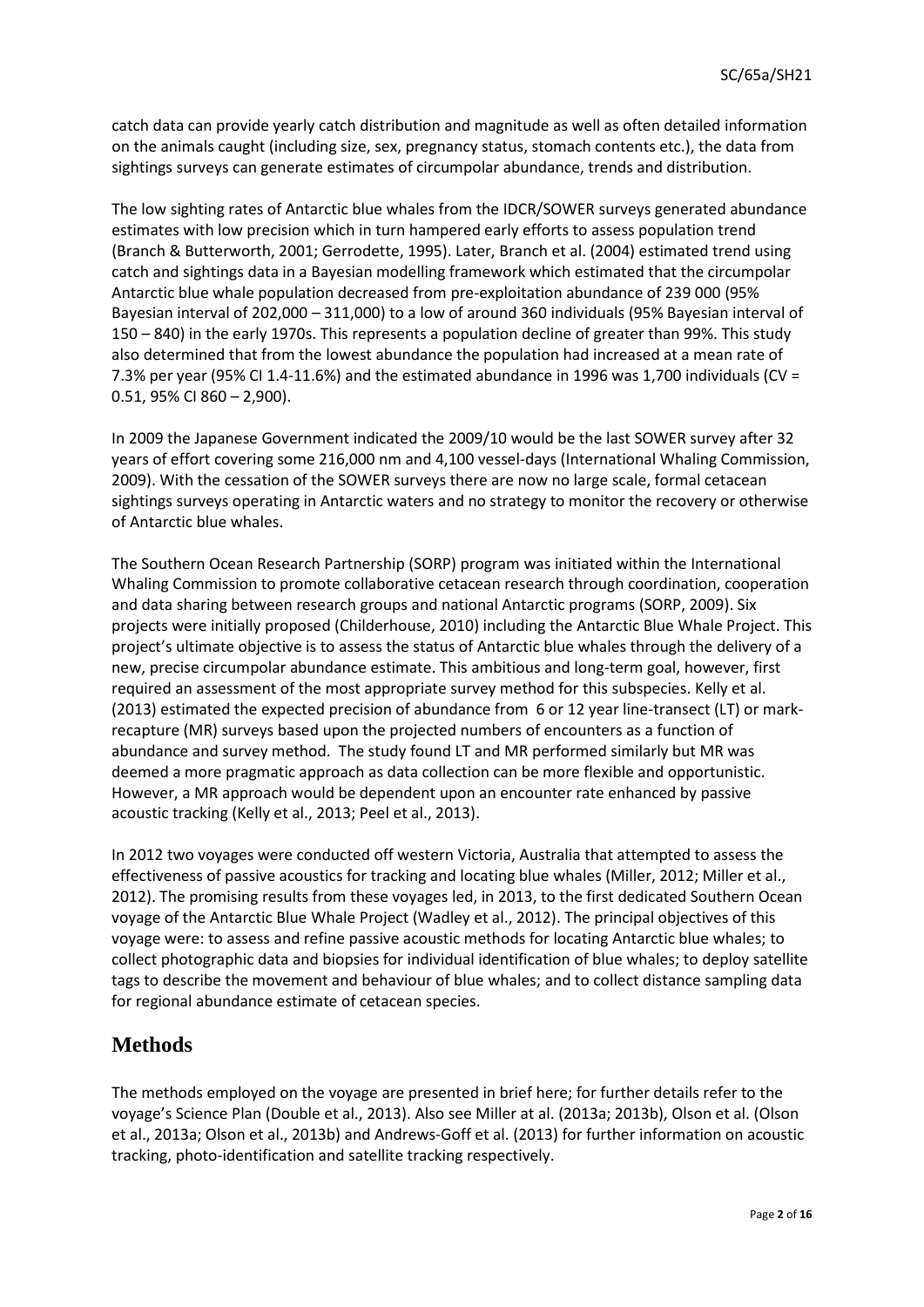catch data can provide yearly catch distribution and magnitude as well as often detailed information on the animals caught (including size, sex, pregnancy status, stomach contents etc.), the data from sightings surveys can generate estimates of circumpolar abundance, trends and distribution.

The low sighting rates of Antarctic blue whales from the IDCR/SOWER surveys generated abundance estimates with low precision which in turn hampered early efforts to assess population trend (Branch & Butterworth, 2001; Gerrodette, 1995). Later, Branch et al. (2004) estimated trend using catch and sightings data in a Bayesian modelling framework which estimated that the circumpolar Antarctic blue whale population decreased from pre-exploitation abundance of 239 000 (95% Bayesian interval of 202,000 – 311,000) to a low of around 360 individuals (95% Bayesian interval of 150 – 840) in the early 1970s. This represents a population decline of greater than 99%. This study also determined that from the lowest abundance the population had increased at a mean rate of 7.3% per year (95% CI 1.4-11.6%) and the estimated abundance in 1996 was 1,700 individuals (CV = 0.51, 95% CI 860 – 2,900).

In 2009 the Japanese Government indicated the 2009/10 would be the last SOWER survey after 32 years of effort covering some 216,000 nm and 4,100 vessel-days (International Whaling Commission, 2009). With the cessation of the SOWER surveys there are now no large scale, formal cetacean sightings surveys operating in Antarctic waters and no strategy to monitor the recovery or otherwise of Antarctic blue whales.

The Southern Ocean Research Partnership (SORP) program was initiated within the International Whaling Commission to promote collaborative cetacean research through coordination, cooperation and data sharing between research groups and national Antarctic programs (SORP, 2009). Six projects were initially proposed (Childerhouse, 2010) including the Antarctic Blue Whale Project. This project's ultimate objective is to assess the status of Antarctic blue whales through the delivery of a new, precise circumpolar abundance estimate. This ambitious and long-term goal, however, first required an assessment of the most appropriate survey method for this subspecies. Kelly et al. (2013) estimated the expected precision of abundance from 6 or 12 year line-transect (LT) or mark-recapture (MR) surveys based upon the projected numbers of encounters as a function of abundance and survey method. The study found LT and MR performed similarly but MR was deemed a more pragmatic approach as data collection can be more flexible and opportunistic. However, a MR approach would be dependent upon an encounter rate enhanced by passive acoustic tracking (Kelly et al., 2013; Peel et al., 2013).

In 2012 two voyages were conducted off western Victoria, Australia that attempted to assess the effectiveness of passive acoustics for tracking and locating blue whales (Miller, 2012; Miller et al., 2012). The promising results from these voyages led, in 2013, to the first dedicated Southern Ocean voyage of the Antarctic Blue Whale Project (Wadley et al., 2012). The principal objectives of this voyage were: to assess and refine passive acoustic methods for locating Antarctic blue whales; to collect photographic data and biopsies for individual identification of blue whales; to deploy satellite tags to describe the movement and behaviour of blue whales; and to collect distance sampling data for regional abundance estimate of cetacean species.

# Methods

The methods employed on the voyage are presented in brief here; for further details refer to the voyage's Science Plan (Double et al., 2013). Also see Miller at al. (2013a; 2013b), Olson et al. (Olson et al., 2013a; Olson et al., 2013b) and Andrews-Goff et al. (2013) for further information on acoustic tracking, photo-identification and satellite tracking respectively.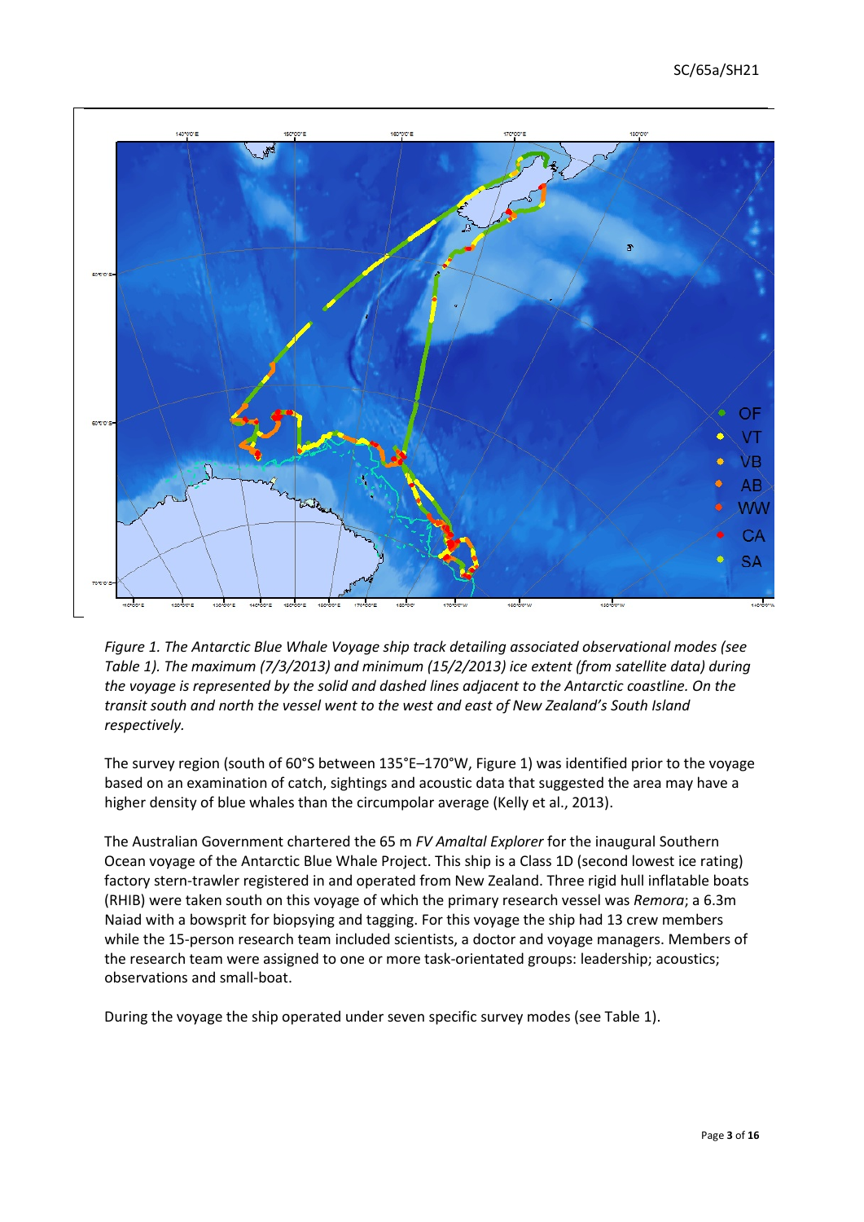*Figure 1. The Antarctic Blue Whale Voyage ship track detailing associated observational modes (see Table 1). The maximum (7/3/2013) and minimum (15/2/2013) ice extent (from satellite data) during the voyage is represented by the solid and dashed lines adjacent to the Antarctic coastline. On the transit south and north the vessel went to the west and east of New Zealand's South Island respectively.*

The survey region (south of 60°S between 135°E–170°W, Figure 1) was identified prior to the voyage based on an examination of catch, sightings and acoustic data that suggested the area may have a higher density of blue whales than the circumpolar average (Kelly et al., 2013).

The Australian Government chartered the 65 m *FV Amaltal Explorer* for the inaugural Southern Ocean voyage of the Antarctic Blue Whale Project. This ship is a Class 1D (second lowest ice rating) factory stern-trawler registered in and operated from New Zealand. Three rigid hull inflatable boats (RHIB) were taken south on this voyage of which the primary research vessel was *Remora*; a 6.3m Naiad with a bowsprit for biopsying and tagging. For this voyage the ship had 13 crew members while the 15-person research team included scientists, a doctor and voyage managers. Members of the research team were assigned to one or more task-orientated groups: leadership; acoustics; observations and small-boat.

During the voyage the ship operated under seven specific survey modes (see Table 1).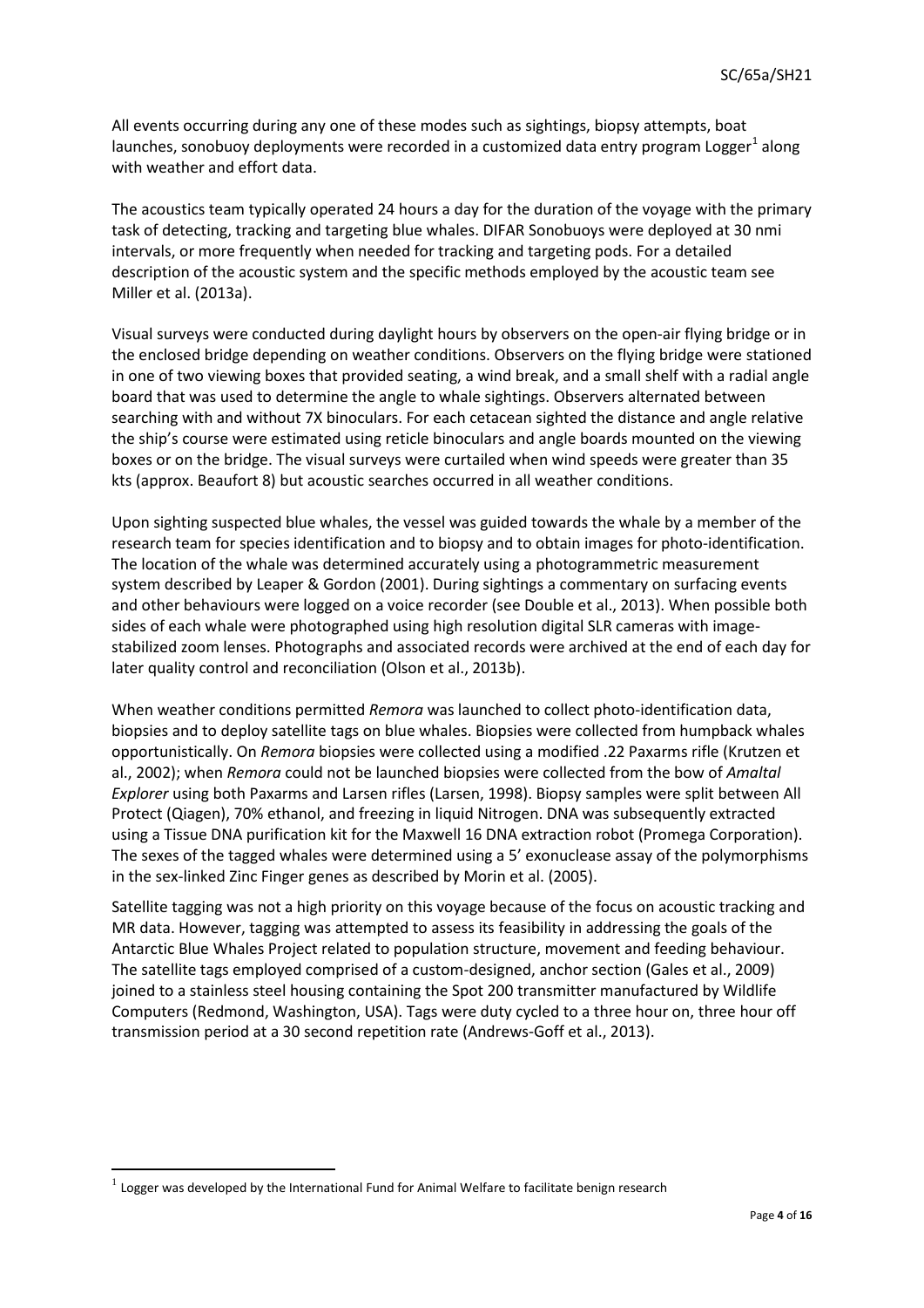All events occurring during any one of these modes such as sightings, biopsy attempts, boat launches, sonobuoy deployments were recorded in a customized data entry program Logger[1] along with weather and effort data.

The acoustics team typically operated 24 hours a day for the duration of the voyage with the primary task of detecting, tracking and targeting blue whales. DIFAR Sonobuoys were deployed at 30 nmi intervals, or more frequently when needed for tracking and targeting pods. For a detailed description of the acoustic system and the specific methods employed by the acoustic team see Miller et al. (2013a).

Visual surveys were conducted during daylight hours by observers on the open-air flying bridge or in the enclosed bridge depending on weather conditions. Observers on the flying bridge were stationed in one of two viewing boxes that provided seating, a wind break, and a small shelf with a radial angle board that was used to determine the angle to whale sightings. Observers alternated between searching with and without 7X binoculars. For each cetacean sighted the distance and angle relative the ship's course were estimated using reticle binoculars and angle boards mounted on the viewing boxes or on the bridge. The visual surveys were curtailed when wind speeds were greater than 35 kts (approx. Beaufort 8) but acoustic searches occurred in all weather conditions.

Upon sighting suspected blue whales, the vessel was guided towards the whale by a member of the research team for species identification and to biopsy and to obtain images for photo-identification. The location of the whale was determined accurately using a photogrammetric measurement system described by Leaper & Gordon (2001). During sightings a commentary on surfacing events and other behaviours were logged on a voice recorder (see Double et al., 2013). When possible both sides of each whale were photographed using high resolution digital SLR cameras with image-stabilized zoom lenses. Photographs and associated records were archived at the end of each day for later quality control and reconciliation (Olson et al., 2013b).

When weather conditions permitted *Remora* was launched to collect photo-identification data, biopsies and to deploy satellite tags on blue whales. Biopsies were collected from humpback whales opportunistically. On *Remora* biopsies were collected using a modified .22 Paxarms rifle (Krutzen et al., 2002); when *Remora* could not be launched biopsies were collected from the bow of *Amaltal Explorer* using both Paxarms and Larsen rifles (Larsen, 1998). Biopsy samples were split between All Protect (Qiagen), 70% ethanol, and freezing in liquid Nitrogen. DNA was subsequently extracted using a Tissue DNA purification kit for the Maxwell 16 DNA extraction robot (Promega Corporation). The sexes of the tagged whales were determined using a 5' exonuclease assay of the polymorphisms in the sex-linked Zinc Finger genes as described by Morin et al. (2005).

Satellite tagging was not a high priority on this voyage because of the focus on acoustic tracking and MR data. However, tagging was attempted to assess its feasibility in addressing the goals of the Antarctic Blue Whales Project related to population structure, movement and feeding behaviour. The satellite tags employed comprised of a custom-designed, anchor section (Gales et al., 2009) joined to a stainless steel housing containing the Spot 200 transmitter manufactured by Wildlife Computers (Redmond, Washington, USA). Tags were duty cycled to a three hour on, three hour off transmission period at a 30 second repetition rate (Andrews-Goff et al., 2013).

[1] Logger was developed by the International Fund for Animal Welfare to facilitate benign research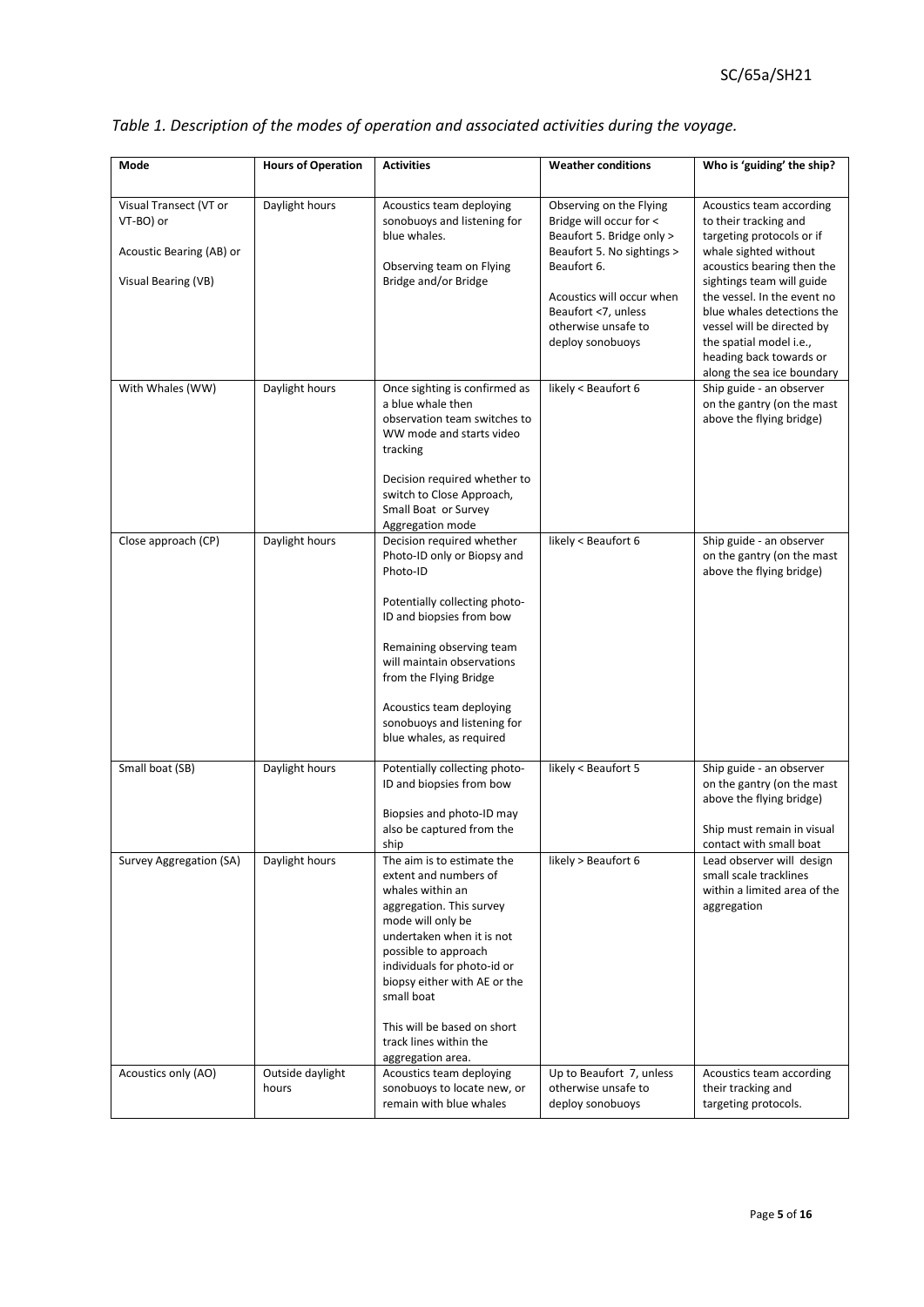*Table 1. Description of the modes of operation and associated activities during the voyage.*

| Mode | Hours of Operation | Activities | Weather conditions | Who is 'guiding' the ship? |
|---|---|---|---|---|
| Visual Transect (VT or VT-BO) or<br><br>Acoustic Bearing (AB) or<br><br>Visual Bearing (VB) | Daylight hours | Acoustics team deploying sonobuoys and listening for blue whales.<br><br>Observing team on Flying Bridge and/or Bridge | Observing on the Flying Bridge will occur for < Beaufort 5. Bridge only > Beaufort 5. No sightings > Beaufort 6.<br><br>Acoustics will occur when Beaufort <7, unless otherwise unsafe to deploy sonobuoys | Acoustics team according to their tracking and targeting protocols or if whale sighted without acoustics bearing then the sightings team will guide the vessel. In the event no blue whales detections the vessel will be directed by the spatial model i.e., heading back towards or along the sea ice boundary |
| With Whales (WW) | Daylight hours | Once sighting is confirmed as a blue whale then observation team switches to WW mode and starts video tracking<br><br>Decision required whether to switch to Close Approach, Small Boat or Survey Aggregation mode | likely < Beaufort 6 | Ship guide - an observer on the gantry (on the mast above the flying bridge) |
| Close approach (CP) | Daylight hours | Decision required whether Photo-ID only or Biopsy and Photo-ID<br><br>Potentially collecting photo-ID and biopsies from bow<br><br>Remaining observing team will maintain observations from the Flying Bridge<br><br>Acoustics team deploying sonobuoys and listening for blue whales, as required | likely < Beaufort 6 | Ship guide - an observer on the gantry (on the mast above the flying bridge) |
| Small boat (SB) | Daylight hours | Potentially collecting photo-ID and biopsies from bow<br><br>Biopsies and photo-ID may also be captured from the ship | likely < Beaufort 5 | Ship guide - an observer on the gantry (on the mast above the flying bridge)<br><br>Ship must remain in visual contact with small boat |
| Survey Aggregation (SA) | Daylight hours | The aim is to estimate the extent and numbers of whales within an aggregation. This survey mode will only be undertaken when it is not possible to approach individuals for photo-id or biopsy either with AE or the small boat<br><br>This will be based on short track lines within the aggregation area. | likely > Beaufort 6 | Lead observer will design small scale tracklines within a limited area of the aggregation |
| Acoustics only (AO) | Outside daylight hours | Acoustics team deploying sonobuoys to locate new, or remain with blue whales | Up to Beaufort 7, unless otherwise unsafe to deploy sonobuoys | Acoustics team according their tracking and targeting protocols. |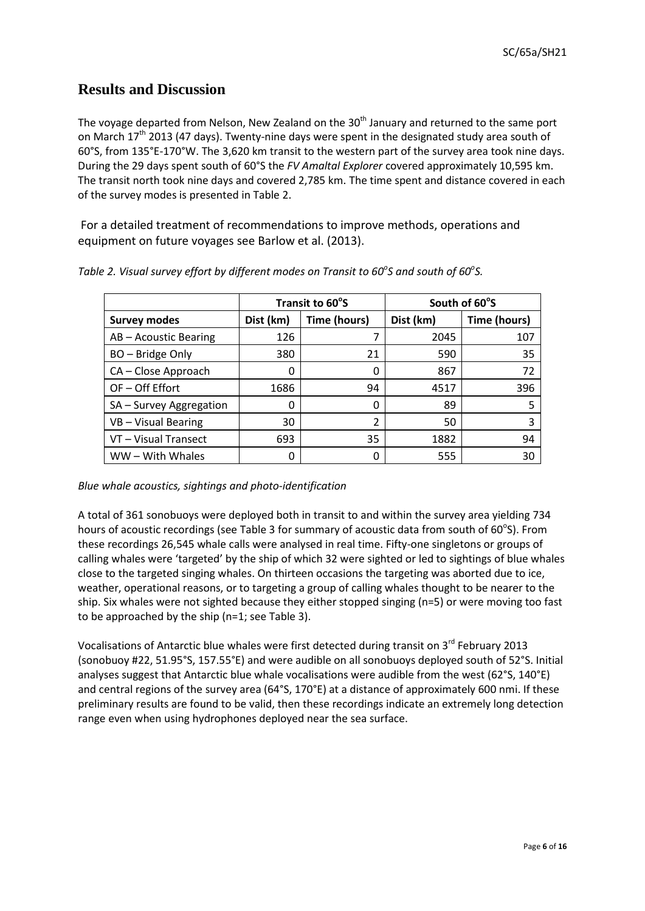## Results and Discussion

The voyage departed from Nelson, New Zealand on the 30th January and returned to the same port on March 17th 2013 (47 days). Twenty-nine days were spent in the designated study area south of 60°S, from 135°E-170°W. The 3,620 km transit to the western part of the survey area took nine days. During the 29 days spent south of 60°S the *FV Amaltal Explorer* covered approximately 10,595 km. The transit north took nine days and covered 2,785 km. The time spent and distance covered in each of the survey modes is presented in Table 2.

For a detailed treatment of recommendations to improve methods, operations and equipment on future voyages see Barlow et al. (2013).

*Table 2. Visual survey effort by different modes on Transit to 60°S and south of 60°S.*

| | Transit to 60°S | | South of 60°S | |
|---|---|---|---|---|
| **Survey modes** | **Dist (km)** | **Time (hours)** | **Dist (km)** | **Time (hours)** |
| AB – Acoustic Bearing | 126 | 7 | 2045 | 107 |
| BO – Bridge Only | 380 | 21 | 590 | 35 |
| CA – Close Approach | 0 | 0 | 867 | 72 |
| OF – Off Effort | 1686 | 94 | 4517 | 396 |
| SA – Survey Aggregation | 0 | 0 | 89 | 5 |
| VB – Visual Bearing | 30 | 2 | 50 | 3 |
| VT – Visual Transect | 693 | 35 | 1882 | 94 |
| WW – With Whales | 0 | 0 | 555 | 30 |

*Blue whale acoustics, sightings and photo-identification*

A total of 361 sonobuoys were deployed both in transit to and within the survey area yielding 734 hours of acoustic recordings (see Table 3 for summary of acoustic data from south of 60°S). From these recordings 26,545 whale calls were analysed in real time. Fifty-one singletons or groups of calling whales were 'targeted' by the ship of which 32 were sighted or led to sightings of blue whales close to the targeted singing whales. On thirteen occasions the targeting was aborted due to ice, weather, operational reasons, or to targeting a group of calling whales thought to be nearer to the ship. Six whales were not sighted because they either stopped singing (n=5) or were moving too fast to be approached by the ship (n=1; see Table 3).

Vocalisations of Antarctic blue whales were first detected during transit on 3rd February 2013 (sonobuoy #22, 51.95°S, 157.55°E) and were audible on all sonobuoys deployed south of 52°S. Initial analyses suggest that Antarctic blue whale vocalisations were audible from the west (62°S, 140°E) and central regions of the survey area (64°S, 170°E) at a distance of approximately 600 nmi. If these preliminary results are found to be valid, then these recordings indicate an extremely long detection range even when using hydrophones deployed near the sea surface.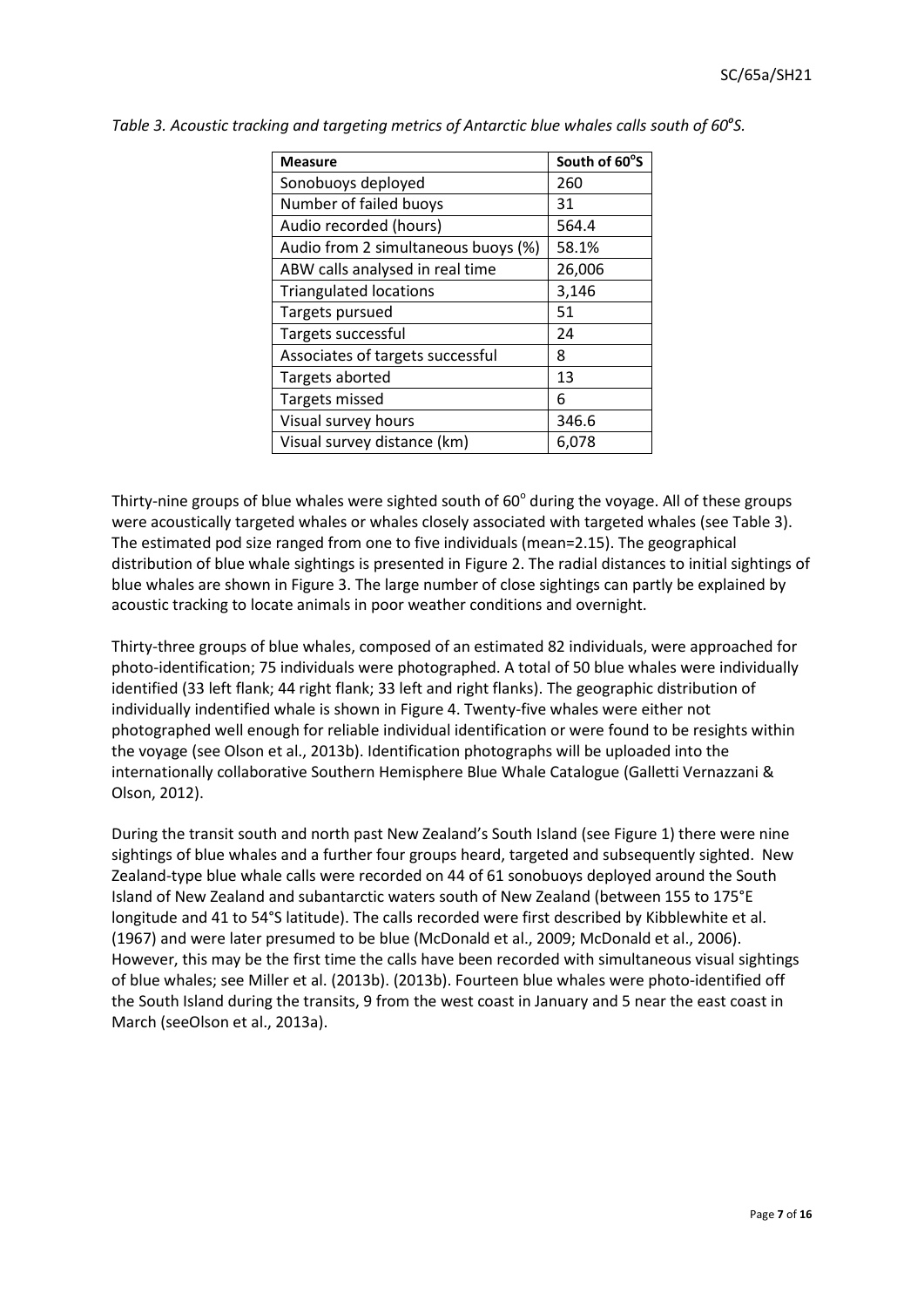*Table 3. Acoustic tracking and targeting metrics of Antarctic blue whales calls south of 60°S.*

| Measure | South of 60°S |
|---|---|
| Sonobuoys deployed | 260 |
| Number of failed buoys | 31 |
| Audio recorded (hours) | 564.4 |
| Audio from 2 simultaneous buoys (%) | 58.1% |
| ABW calls analysed in real time | 26,006 |
| Triangulated locations | 3,146 |
| Targets pursued | 51 |
| Targets successful | 24 |
| Associates of targets successful | 8 |
| Targets aborted | 13 |
| Targets missed | 6 |
| Visual survey hours | 346.6 |
| Visual survey distance (km) | 6,078 |

Thirty-nine groups of blue whales were sighted south of 60° during the voyage. All of these groups were acoustically targeted whales or whales closely associated with targeted whales (see Table 3). The estimated pod size ranged from one to five individuals (mean=2.15). The geographical distribution of blue whale sightings is presented in Figure 2. The radial distances to initial sightings of blue whales are shown in Figure 3. The large number of close sightings can partly be explained by acoustic tracking to locate animals in poor weather conditions and overnight.

Thirty-three groups of blue whales, composed of an estimated 82 individuals, were approached for photo-identification; 75 individuals were photographed. A total of 50 blue whales were individually identified (33 left flank; 44 right flank; 33 left and right flanks). The geographic distribution of individually indentified whale is shown in Figure 4. Twenty-five whales were either not photographed well enough for reliable individual identification or were found to be resights within the voyage (see Olson et al., 2013b). Identification photographs will be uploaded into the internationally collaborative Southern Hemisphere Blue Whale Catalogue (Galletti Vernazzani & Olson, 2012).

During the transit south and north past New Zealand's South Island (see Figure 1) there were nine sightings of blue whales and a further four groups heard, targeted and subsequently sighted. New Zealand-type blue whale calls were recorded on 44 of 61 sonobuoys deployed around the South Island of New Zealand and subantarctic waters south of New Zealand (between 155 to 175°E longitude and 41 to 54°S latitude). The calls recorded were first described by Kibblewhite et al. (1967) and were later presumed to be blue (McDonald et al., 2009; McDonald et al., 2006). However, this may be the first time the calls have been recorded with simultaneous visual sightings of blue whales; see Miller et al. (2013b). (2013b). Fourteen blue whales were photo-identified off the South Island during the transits, 9 from the west coast in January and 5 near the east coast in March (seeOlson et al., 2013a).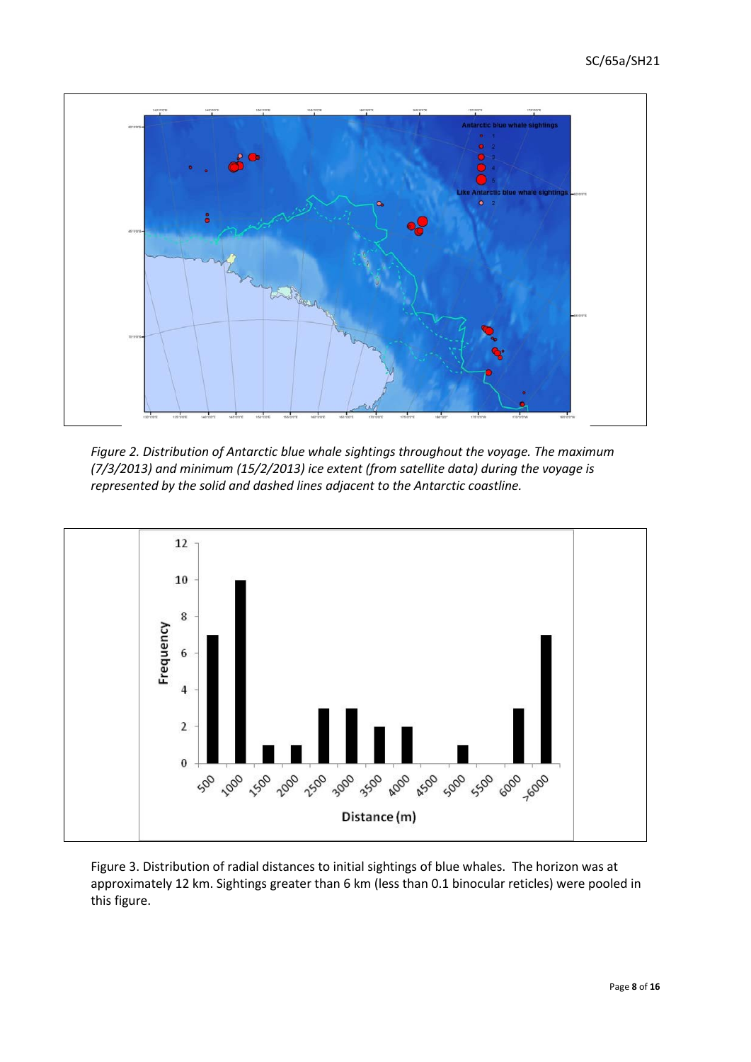*Figure 2. Distribution of Antarctic blue whale sightings throughout the voyage. The maximum (7/3/2013) and minimum (15/2/2013) ice extent (from satellite data) during the voyage is represented by the solid and dashed lines adjacent to the Antarctic coastline.*

Figure 3. Distribution of radial distances to initial sightings of blue whales. The horizon was at approximately 12 km. Sightings greater than 6 km (less than 0.1 binocular reticles) were pooled in this figure.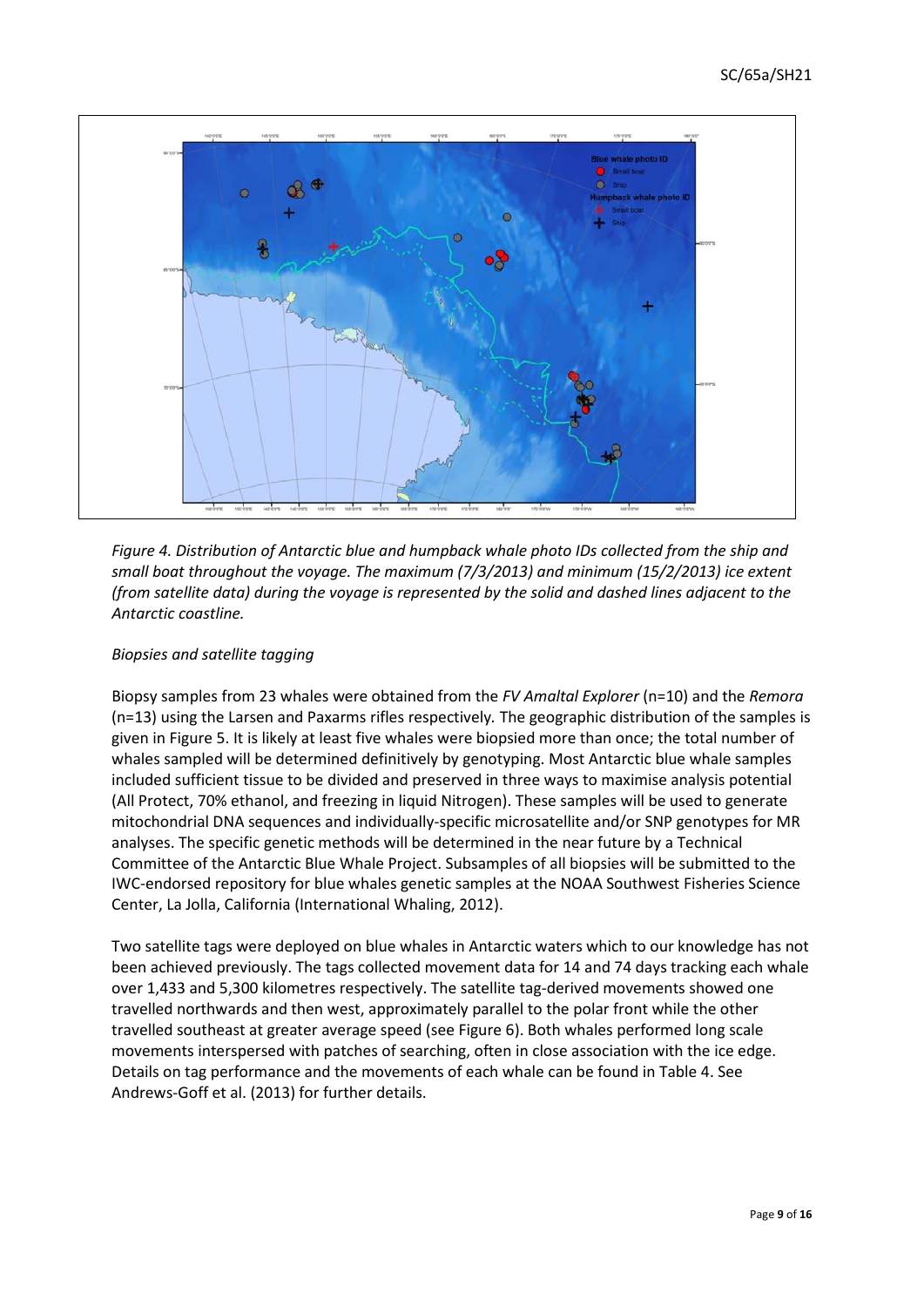*Figure 4. Distribution of Antarctic blue and humpback whale photo IDs collected from the ship and small boat throughout the voyage. The maximum (7/3/2013) and minimum (15/2/2013) ice extent (from satellite data) during the voyage is represented by the solid and dashed lines adjacent to the Antarctic coastline.*

*Biopsies and satellite tagging*

Biopsy samples from 23 whales were obtained from the *FV Amaltal Explorer* (n=10) and the *Remora* (n=13) using the Larsen and Paxarms rifles respectively. The geographic distribution of the samples is given in Figure 5. It is likely at least five whales were biopsied more than once; the total number of whales sampled will be determined definitively by genotyping. Most Antarctic blue whale samples included sufficient tissue to be divided and preserved in three ways to maximise analysis potential (All Protect, 70% ethanol, and freezing in liquid Nitrogen). These samples will be used to generate mitochondrial DNA sequences and individually-specific microsatellite and/or SNP genotypes for MR analyses. The specific genetic methods will be determined in the near future by a Technical Committee of the Antarctic Blue Whale Project. Subsamples of all biopsies will be submitted to the IWC-endorsed repository for blue whales genetic samples at the NOAA Southwest Fisheries Science Center, La Jolla, California (International Whaling, 2012).

Two satellite tags were deployed on blue whales in Antarctic waters which to our knowledge has not been achieved previously. The tags collected movement data for 14 and 74 days tracking each whale over 1,433 and 5,300 kilometres respectively. The satellite tag-derived movements showed one travelled northwards and then west, approximately parallel to the polar front while the other travelled southeast at greater average speed (see Figure 6). Both whales performed long scale movements interspersed with patches of searching, often in close association with the ice edge. Details on tag performance and the movements of each whale can be found in Table 4. See Andrews-Goff et al. (2013) for further details.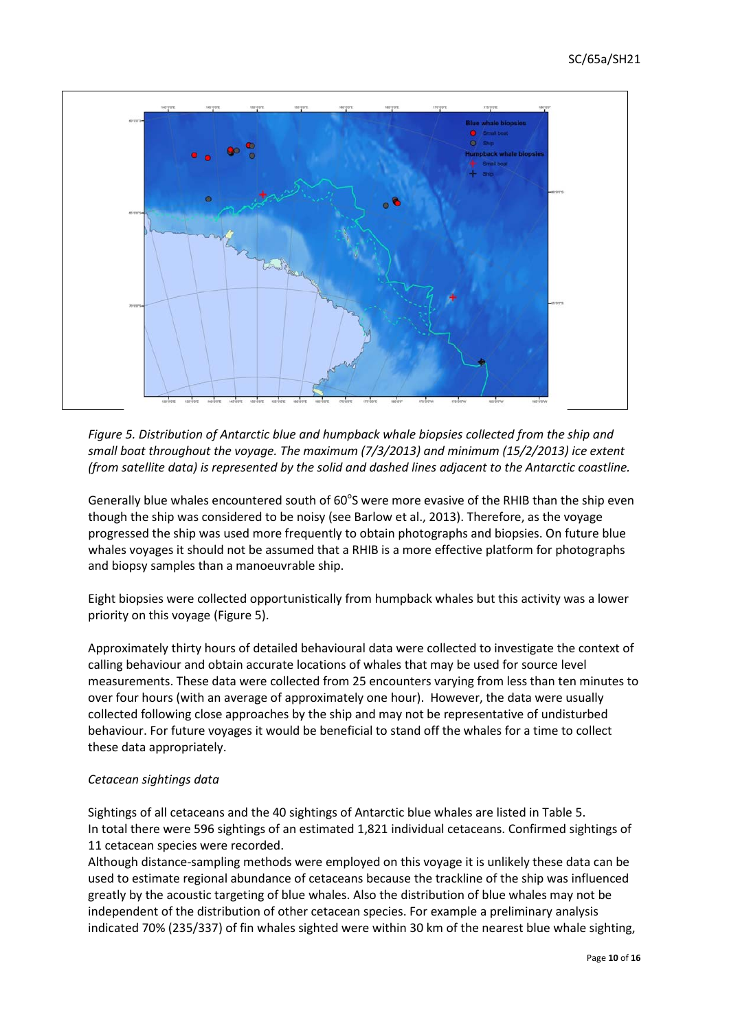*Figure 5. Distribution of Antarctic blue and humpback whale biopsies collected from the ship and small boat throughout the voyage. The maximum (7/3/2013) and minimum (15/2/2013) ice extent (from satellite data) is represented by the solid and dashed lines adjacent to the Antarctic coastline.*

Generally blue whales encountered south of 60°S were more evasive of the RHIB than the ship even though the ship was considered to be noisy (see Barlow et al., 2013). Therefore, as the voyage progressed the ship was used more frequently to obtain photographs and biopsies. On future blue whales voyages it should not be assumed that a RHIB is a more effective platform for photographs and biopsy samples than a manoeuvrable ship.

Eight biopsies were collected opportunistically from humpback whales but this activity was a lower priority on this voyage (Figure 5).

Approximately thirty hours of detailed behavioural data were collected to investigate the context of calling behaviour and obtain accurate locations of whales that may be used for source level measurements. These data were collected from 25 encounters varying from less than ten minutes to over four hours (with an average of approximately one hour). However, the data were usually collected following close approaches by the ship and may not be representative of undisturbed behaviour. For future voyages it would be beneficial to stand off the whales for a time to collect these data appropriately.

*Cetacean sightings data*

Sightings of all cetaceans and the 40 sightings of Antarctic blue whales are listed in Table 5. In total there were 596 sightings of an estimated 1,821 individual cetaceans. Confirmed sightings of 11 cetacean species were recorded.

Although distance-sampling methods were employed on this voyage it is unlikely these data can be used to estimate regional abundance of cetaceans because the trackline of the ship was influenced greatly by the acoustic targeting of blue whales. Also the distribution of blue whales may not be independent of the distribution of other cetacean species. For example a preliminary analysis indicated 70% (235/337) of fin whales sighted were within 30 km of the nearest blue whale sighting,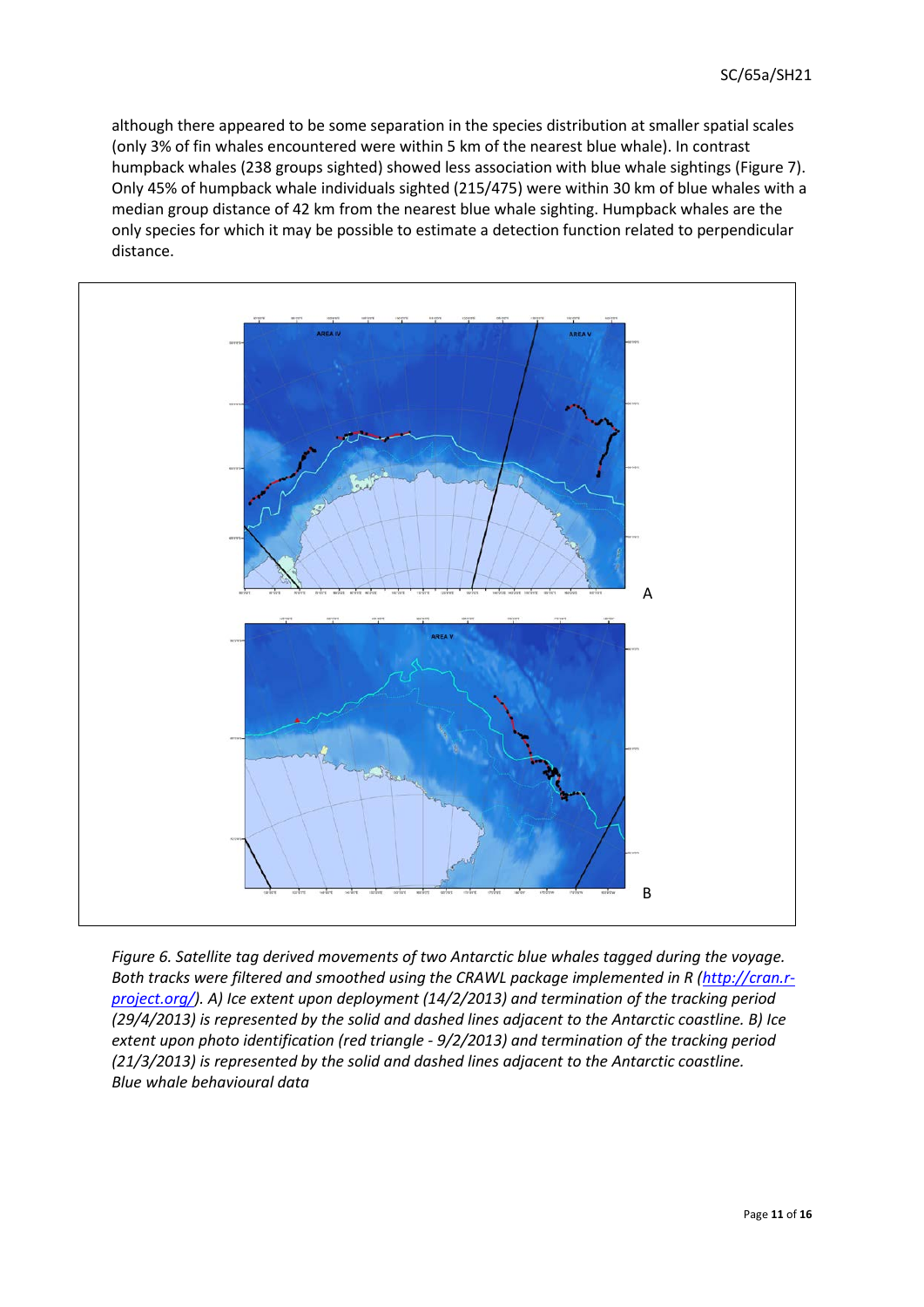although there appeared to be some separation in the species distribution at smaller spatial scales (only 3% of fin whales encountered were within 5 km of the nearest blue whale). In contrast humpback whales (238 groups sighted) showed less association with blue whale sightings (Figure 7). Only 45% of humpback whale individuals sighted (215/475) were within 30 km of blue whales with a median group distance of 42 km from the nearest blue whale sighting. Humpback whales are the only species for which it may be possible to estimate a detection function related to perpendicular distance.

*Figure 6. Satellite tag derived movements of two Antarctic blue whales tagged during the voyage. Both tracks were filtered and smoothed using the CRAWL package implemented in R ([http://cran.r-project.org/](http://cran.r-project.org/)). A) Ice extent upon deployment (14/2/2013) and termination of the tracking period (29/4/2013) is represented by the solid and dashed lines adjacent to the Antarctic coastline. B) Ice extent upon photo identification (red triangle - 9/2/2013) and termination of the tracking period (21/3/2013) is represented by the solid and dashed lines adjacent to the Antarctic coastline.*

*Blue whale behavioural data*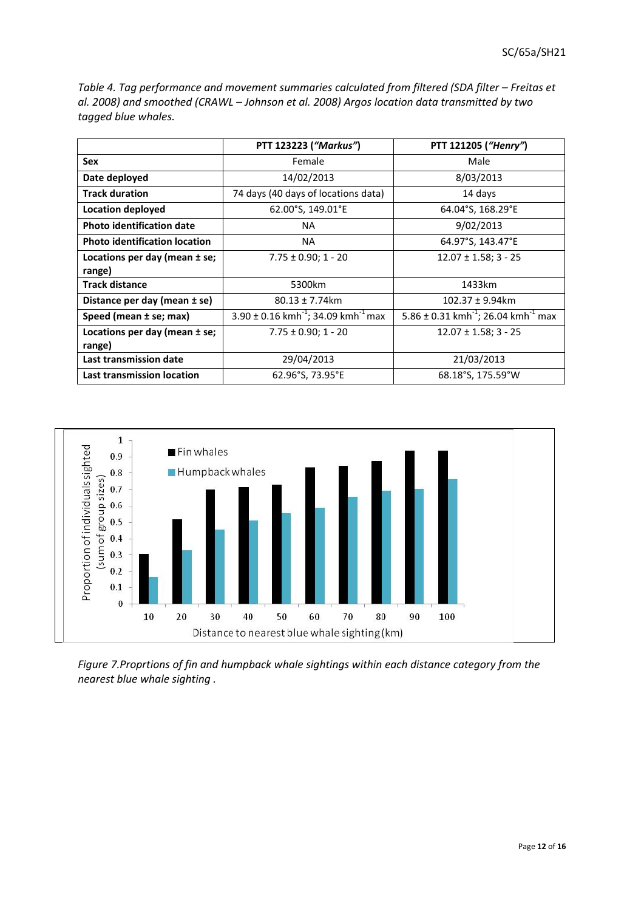*Table 4. Tag performance and movement summaries calculated from filtered (SDA filter – Freitas et al. 2008) and smoothed (CRAWL – Johnson et al. 2008) Argos location data transmitted by two tagged blue whales.*

| | PTT 123223 (*"Markus"*) | PTT 121205 (*"Henry"*) |
|---|---|---|
| **Sex** | Female | Male |
| **Date deployed** | 14/02/2013 | 8/03/2013 |
| **Track duration** | 74 days (40 days of locations data) | 14 days |
| **Location deployed** | 62.00°S, 149.01°E | 64.04°S, 168.29°E |
| **Photo identification date** | NA | 9/02/2013 |
| **Photo identification location** | NA | 64.97°S, 143.47°E |
| **Locations per day (mean ± se; range)** | 7.75 ± 0.90; 1 - 20 | 12.07 ± 1.58; 3 - 25 |
| **Track distance** | 5300km | 1433km |
| **Distance per day (mean ± se)** | 80.13 ± 7.74km | 102.37 ± 9.94km |
| **Speed (mean ± se; max)** | 3.90 ± 0.16 $kmh^{-1}$; 34.09 $kmh^{-1}$ max | 5.86 ± 0.31 $kmh^{-1}$; 26.04 $kmh^{-1}$ max |
| **Locations per day (mean ± se; range)** | 7.75 ± 0.90; 1 - 20 | 12.07 ± 1.58; 3 - 25 |
| **Last transmission date** | 29/04/2013 | 21/03/2013 |
| **Last transmission location** | 62.96°S, 73.95°E | 68.18°S, 175.59°W |

*Figure 7.Proprtions of fin and humpback whale sightings within each distance category from the nearest blue whale sighting .*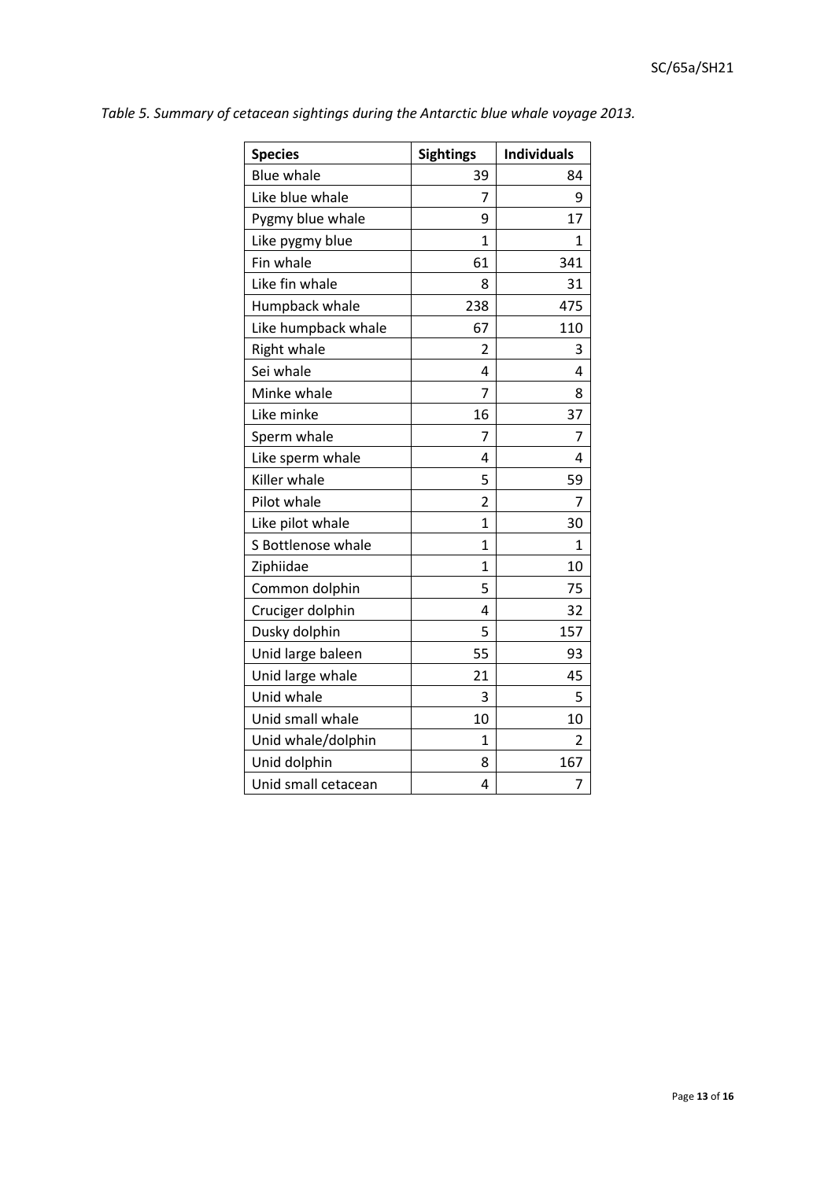*Table 5. Summary of cetacean sightings during the Antarctic blue whale voyage 2013.*

| Species | Sightings | Individuals |
|---|---|---|
| Blue whale | 39 | 84 |
| Like blue whale | 7 | 9 |
| Pygmy blue whale | 9 | 17 |
| Like pygmy blue | 1 | 1 |
| Fin whale | 61 | 341 |
| Like fin whale | 8 | 31 |
| Humpback whale | 238 | 475 |
| Like humpback whale | 67 | 110 |
| Right whale | 2 | 3 |
| Sei whale | 4 | 4 |
| Minke whale | 7 | 8 |
| Like minke | 16 | 37 |
| Sperm whale | 7 | 7 |
| Like sperm whale | 4 | 4 |
| Killer whale | 5 | 59 |
| Pilot whale | 2 | 7 |
| Like pilot whale | 1 | 30 |
| S Bottlenose whale | 1 | 1 |
| Ziphiidae | 1 | 10 |
| Common dolphin | 5 | 75 |
| Cruciger dolphin | 4 | 32 |
| Dusky dolphin | 5 | 157 |
| Unid large baleen | 55 | 93 |
| Unid large whale | 21 | 45 |
| Unid whale | 3 | 5 |
| Unid small whale | 10 | 10 |
| Unid whale/dolphin | 1 | 2 |
| Unid dolphin | 8 | 167 |
| Unid small cetacean | 4 | 7 |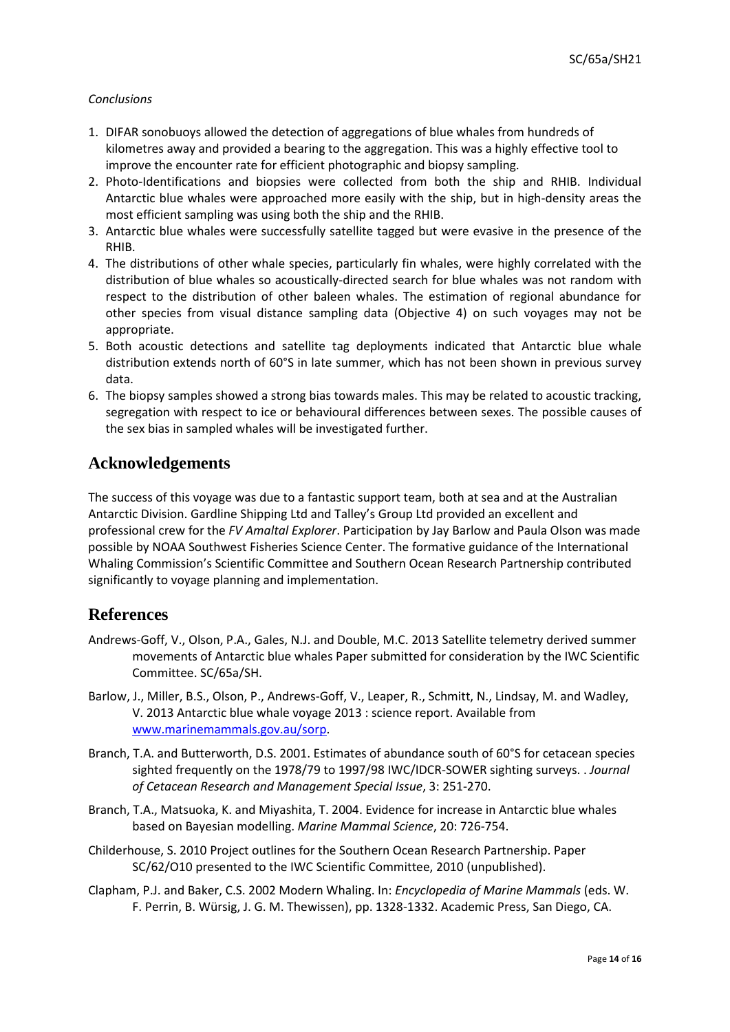*Conclusions*

1. DIFAR sonobuoys allowed the detection of aggregations of blue whales from hundreds of kilometres away and provided a bearing to the aggregation. This was a highly effective tool to improve the encounter rate for efficient photographic and biopsy sampling.
2. Photo-Identifications and biopsies were collected from both the ship and RHIB. Individual Antarctic blue whales were approached more easily with the ship, but in high-density areas the most efficient sampling was using both the ship and the RHIB.
3. Antarctic blue whales were successfully satellite tagged but were evasive in the presence of the RHIB.
4. The distributions of other whale species, particularly fin whales, were highly correlated with the distribution of blue whales so acoustically-directed search for blue whales was not random with respect to the distribution of other baleen whales. The estimation of regional abundance for other species from visual distance sampling data (Objective 4) on such voyages may not be appropriate.
5. Both acoustic detections and satellite tag deployments indicated that Antarctic blue whale distribution extends north of 60°S in late summer, which has not been shown in previous survey data.
6. The biopsy samples showed a strong bias towards males. This may be related to acoustic tracking, segregation with respect to ice or behavioural differences between sexes. The possible causes of the sex bias in sampled whales will be investigated further.

## Acknowledgements

The success of this voyage was due to a fantastic support team, both at sea and at the Australian Antarctic Division. Gardline Shipping Ltd and Talley's Group Ltd provided an excellent and professional crew for the *FV Amaltal Explorer*. Participation by Jay Barlow and Paula Olson was made possible by NOAA Southwest Fisheries Science Center. The formative guidance of the International Whaling Commission's Scientific Committee and Southern Ocean Research Partnership contributed significantly to voyage planning and implementation.

## References

Andrews-Goff, V., Olson, P.A., Gales, N.J. and Double, M.C. 2013 Satellite telemetry derived summer movements of Antarctic blue whales Paper submitted for consideration by the IWC Scientific Committee. SC/65a/SH.

Barlow, J., Miller, B.S., Olson, P., Andrews-Goff, V., Leaper, R., Schmitt, N., Lindsay, M. and Wadley, V. 2013 Antarctic blue whale voyage 2013 : science report. Available from www.marinemammals.gov.au/sorp.

Branch, T.A. and Butterworth, D.S. 2001. Estimates of abundance south of 60°S for cetacean species sighted frequently on the 1978/79 to 1997/98 IWC/IDCR-SOWER sighting surveys. . *Journal of Cetacean Research and Management Special Issue*, 3: 251-270.

Branch, T.A., Matsuoka, K. and Miyashita, T. 2004. Evidence for increase in Antarctic blue whales based on Bayesian modelling. *Marine Mammal Science*, 20: 726-754.

Childerhouse, S. 2010 Project outlines for the Southern Ocean Research Partnership. Paper SC/62/O10 presented to the IWC Scientific Committee, 2010 (unpublished).

Clapham, P.J. and Baker, C.S. 2002 Modern Whaling. In: *Encyclopedia of Marine Mammals* (eds. W. F. Perrin, B. Würsig, J. G. M. Thewissen), pp. 1328-1332. Academic Press, San Diego, CA.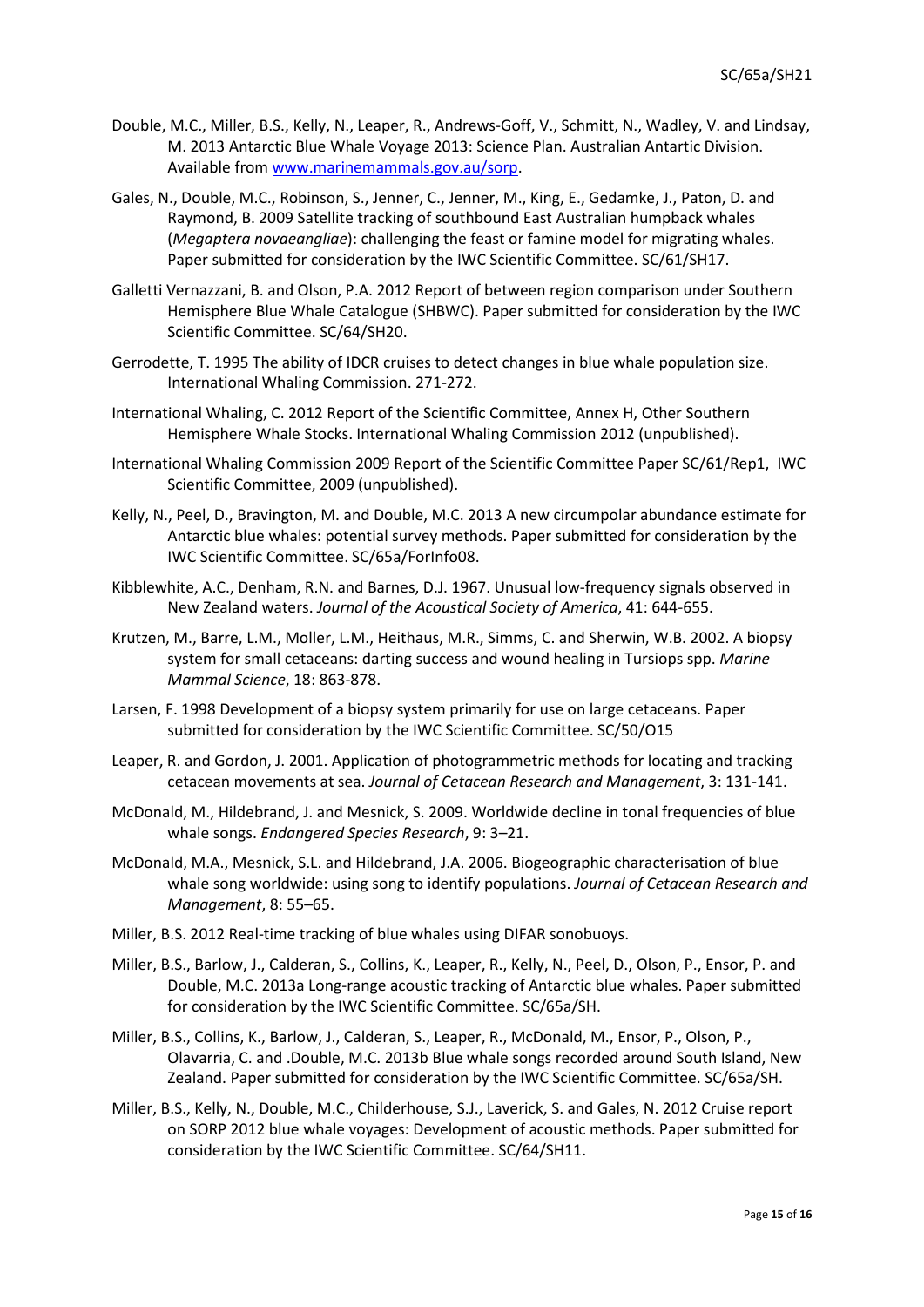Double, M.C., Miller, B.S., Kelly, N., Leaper, R., Andrews-Goff, V., Schmitt, N., Wadley, V. and Lindsay, M. 2013 Antarctic Blue Whale Voyage 2013: Science Plan. Australian Antartic Division. Available from www.marinemammals.gov.au/sorp.

Gales, N., Double, M.C., Robinson, S., Jenner, C., Jenner, M., King, E., Gedamke, J., Paton, D. and Raymond, B. 2009 Satellite tracking of southbound East Australian humpback whales (*Megaptera novaeangliae*): challenging the feast or famine model for migrating whales. Paper submitted for consideration by the IWC Scientific Committee. SC/61/SH17.

Galletti Vernazzani, B. and Olson, P.A. 2012 Report of between region comparison under Southern Hemisphere Blue Whale Catalogue (SHBWC). Paper submitted for consideration by the IWC Scientific Committee. SC/64/SH20.

Gerrodette, T. 1995 The ability of IDCR cruises to detect changes in blue whale population size. International Whaling Commission. 271-272.

International Whaling, C. 2012 Report of the Scientific Committee, Annex H, Other Southern Hemisphere Whale Stocks. International Whaling Commission 2012 (unpublished).

International Whaling Commission 2009 Report of the Scientific Committee Paper SC/61/Rep1, IWC Scientific Committee, 2009 (unpublished).

Kelly, N., Peel, D., Bravington, M. and Double, M.C. 2013 A new circumpolar abundance estimate for Antarctic blue whales: potential survey methods. Paper submitted for consideration by the IWC Scientific Committee. SC/65a/ForInfo08.

Kibblewhite, A.C., Denham, R.N. and Barnes, D.J. 1967. Unusual low-frequency signals observed in New Zealand waters. *Journal of the Acoustical Society of America*, 41: 644-655.

Krutzen, M., Barre, L.M., Moller, L.M., Heithaus, M.R., Simms, C. and Sherwin, W.B. 2002. A biopsy system for small cetaceans: darting success and wound healing in Tursiops spp. *Marine Mammal Science*, 18: 863-878.

Larsen, F. 1998 Development of a biopsy system primarily for use on large cetaceans. Paper submitted for consideration by the IWC Scientific Committee. SC/50/O15

Leaper, R. and Gordon, J. 2001. Application of photogrammetric methods for locating and tracking cetacean movements at sea. *Journal of Cetacean Research and Management*, 3: 131-141.

McDonald, M., Hildebrand, J. and Mesnick, S. 2009. Worldwide decline in tonal frequencies of blue whale songs. *Endangered Species Research*, 9: 3–21.

McDonald, M.A., Mesnick, S.L. and Hildebrand, J.A. 2006. Biogeographic characterisation of blue whale song worldwide: using song to identify populations. *Journal of Cetacean Research and Management*, 8: 55–65.

Miller, B.S. 2012 Real-time tracking of blue whales using DIFAR sonobuoys.

Miller, B.S., Barlow, J., Calderan, S., Collins, K., Leaper, R., Kelly, N., Peel, D., Olson, P., Ensor, P. and Double, M.C. 2013a Long-range acoustic tracking of Antarctic blue whales. Paper submitted for consideration by the IWC Scientific Committee. SC/65a/SH.

Miller, B.S., Collins, K., Barlow, J., Calderan, S., Leaper, R., McDonald, M., Ensor, P., Olson, P., Olavarria, C. and .Double, M.C. 2013b Blue whale songs recorded around South Island, New Zealand. Paper submitted for consideration by the IWC Scientific Committee. SC/65a/SH.

Miller, B.S., Kelly, N., Double, M.C., Childerhouse, S.J., Laverick, S. and Gales, N. 2012 Cruise report on SORP 2012 blue whale voyages: Development of acoustic methods. Paper submitted for consideration by the IWC Scientific Committee. SC/64/SH11.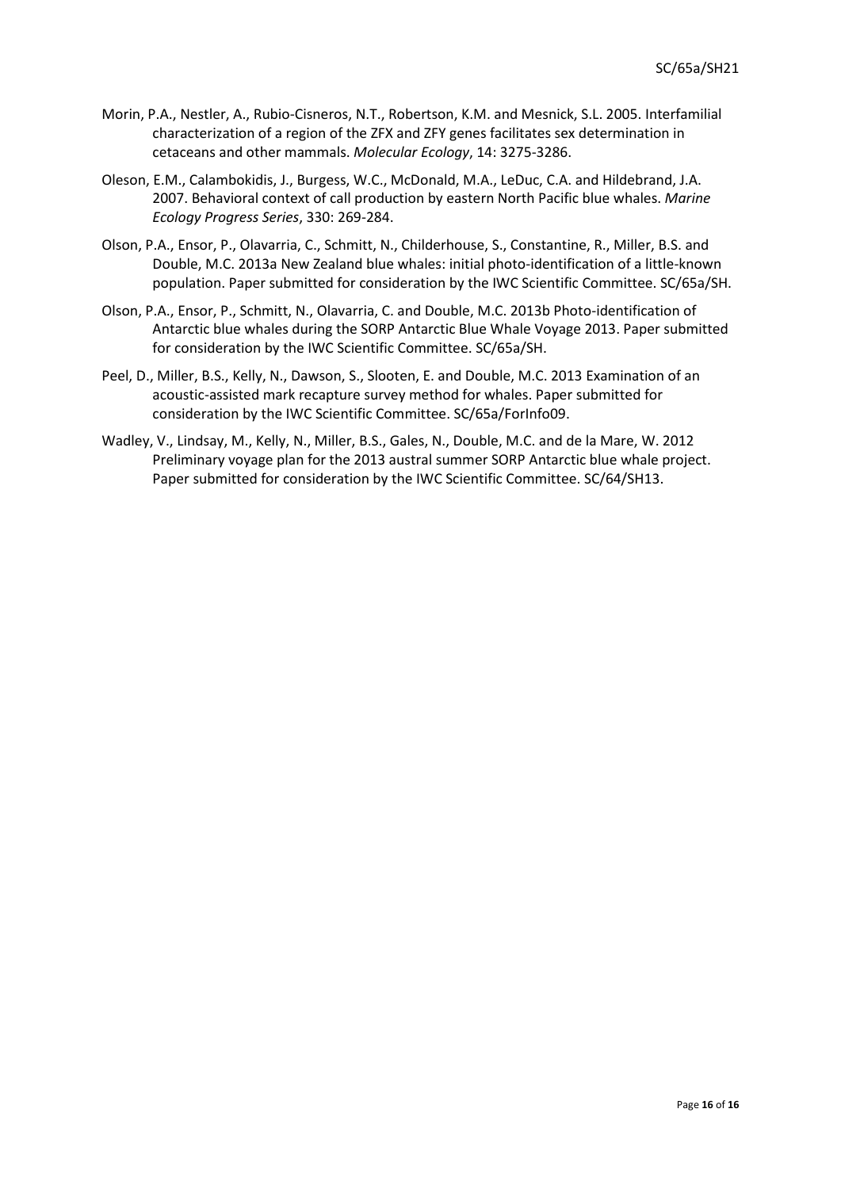Morin, P.A., Nestler, A., Rubio-Cisneros, N.T., Robertson, K.M. and Mesnick, S.L. 2005. Interfamilial characterization of a region of the ZFX and ZFY genes facilitates sex determination in cetaceans and other mammals. *Molecular Ecology*, 14: 3275-3286.

Oleson, E.M., Calambokidis, J., Burgess, W.C., McDonald, M.A., LeDuc, C.A. and Hildebrand, J.A. 2007. Behavioral context of call production by eastern North Pacific blue whales. *Marine Ecology Progress Series*, 330: 269-284.

Olson, P.A., Ensor, P., Olavarria, C., Schmitt, N., Childerhouse, S., Constantine, R., Miller, B.S. and Double, M.C. 2013a New Zealand blue whales: initial photo-identification of a little-known population. Paper submitted for consideration by the IWC Scientific Committee. SC/65a/SH.

Olson, P.A., Ensor, P., Schmitt, N., Olavarria, C. and Double, M.C. 2013b Photo-identification of Antarctic blue whales during the SORP Antarctic Blue Whale Voyage 2013. Paper submitted for consideration by the IWC Scientific Committee. SC/65a/SH.

Peel, D., Miller, B.S., Kelly, N., Dawson, S., Slooten, E. and Double, M.C. 2013 Examination of an acoustic-assisted mark recapture survey method for whales. Paper submitted for consideration by the IWC Scientific Committee. SC/65a/ForInfo09.

Wadley, V., Lindsay, M., Kelly, N., Miller, B.S., Gales, N., Double, M.C. and de la Mare, W. 2012 Preliminary voyage plan for the 2013 austral summer SORP Antarctic blue whale project. Paper submitted for consideration by the IWC Scientific Committee. SC/64/SH13.